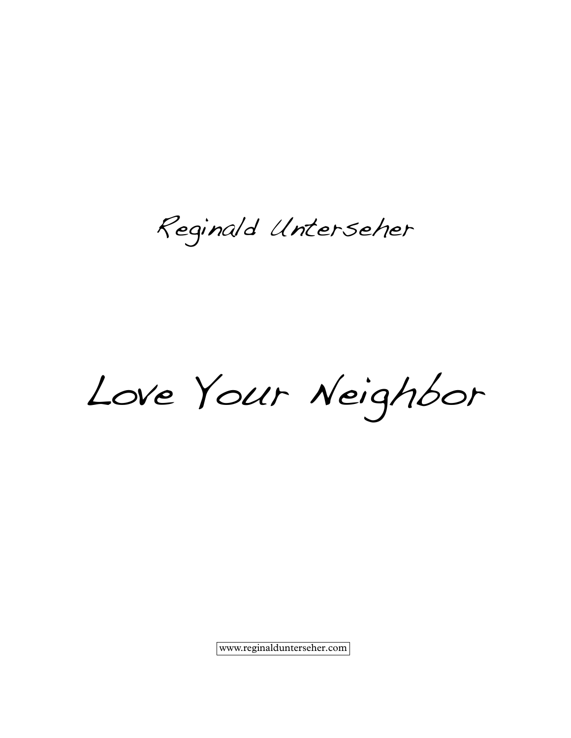Reginald Unterseher

# Love Your Neighbor

www.reginaldunterseher.com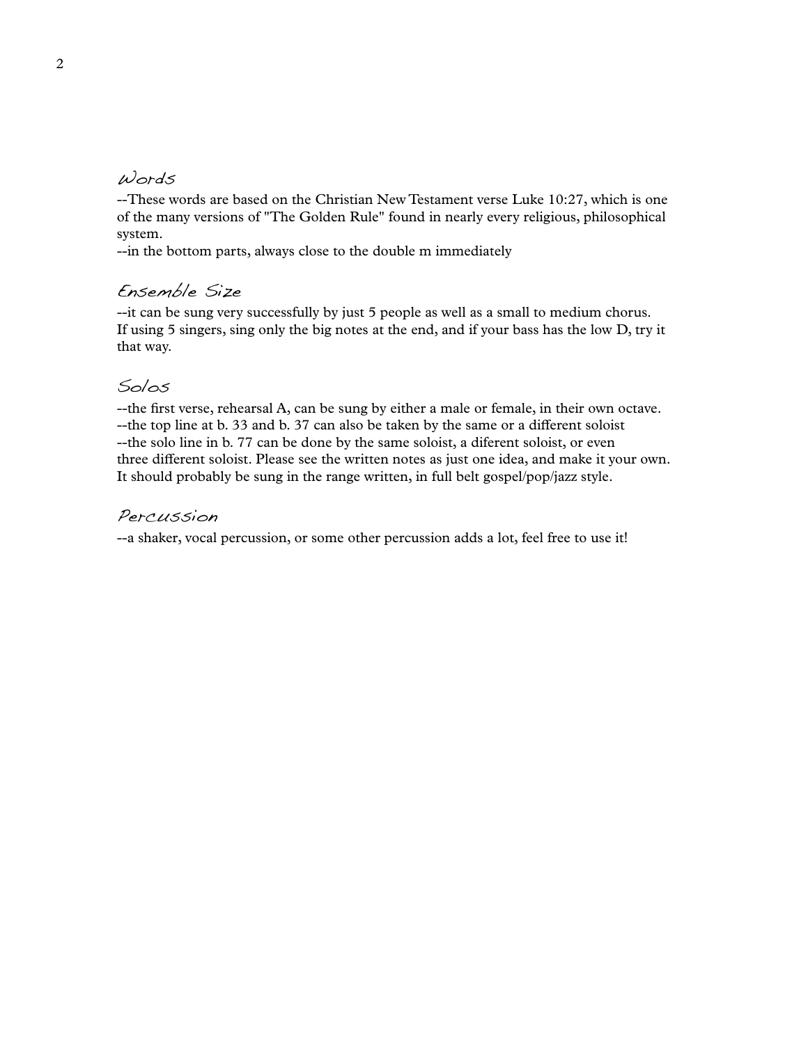## Words

--These words are based on the Christian New Testament verse Luke 10:27, which is one of the many versions of "The Golden Rule" found in nearly every religious, philosophical system.
--in the bottom parts, always close to the double m immediately

## Ensemble Size

--it can be sung very successfully by just 5 people as well as a small to medium chorus. If using 5 singers, sing only the big notes at the end, and if your bass has the low D, try it that way.

## Solos

--the first verse, rehearsal A, can be sung by either a male or female, in their own octave.
--the top line at b. 33 and b. 37 can also be taken by the same or a different soloist
--the solo line in b. 77 can be done by the same soloist, a diferent soloist, or even three different soloist. Please see the written notes as just one idea, and make it your own. It should probably be sung in the range written, in full belt gospel/pop/jazz style.

## Percussion

--a shaker, vocal percussion, or some other percussion adds a lot, feel free to use it!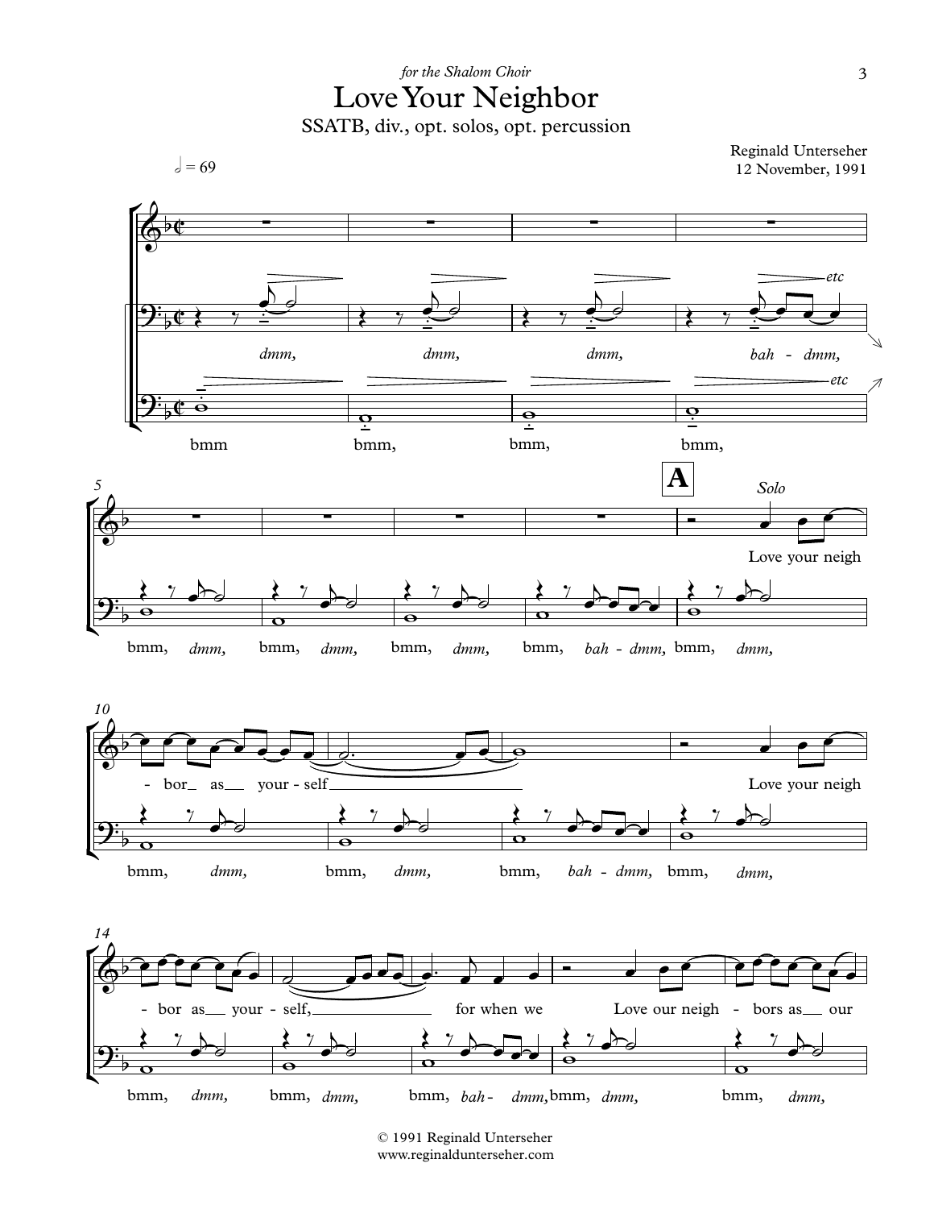*for the Shalom Choir*

# Love Your Neighbor

SSATB, div., opt. solos, opt. percussion

Reginald Unterseher
12 November, 1991

𝅗𝅥 = 69

dmm, dmm, dmm, bah - dmm, etc

bmm bmm, bmm, bmm, etc

5

bmm, dmm, bmm, dmm, bmm, dmm, bmm, bah - dmm, bmm, dmm,

**A**

*Solo*

Love your neigh

10

- bor_ as__ your - self

Love your neigh

bmm, dmm, bmm, dmm, bmm, bah - dmm, bmm, dmm,

14

- bor as__ your - self, for when we Love our neigh - bors as__ our

bmm, dmm, bmm, dmm, bmm, bah - dmm, bmm, dmm, bmm, dmm,

© 1991 Reginald Unterseher
www.reginaldunterseher.com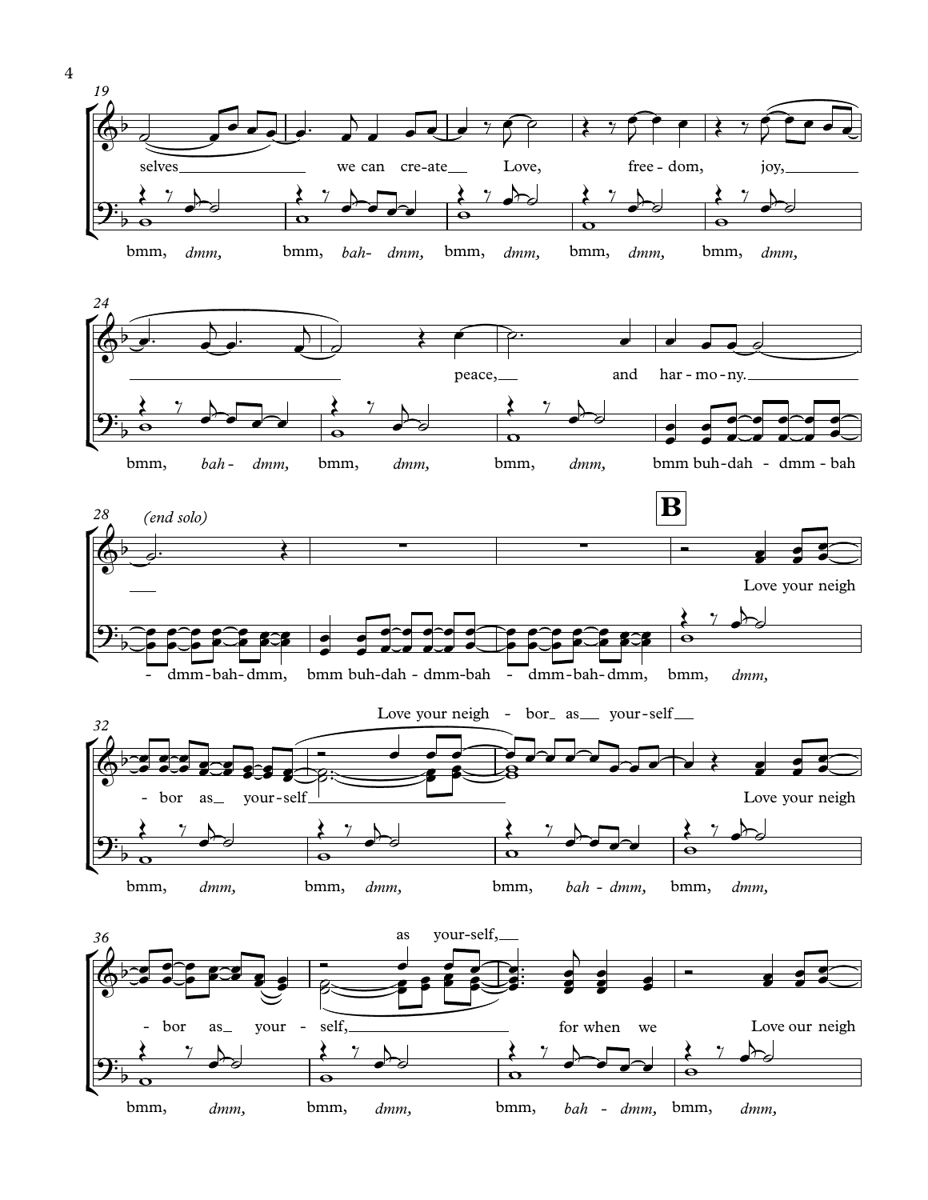19

selves we can cre-ate Love, free-dom, joy,

bmm, *dmm,* bmm, *bah- dmm,* bmm, *dmm,* bmm, *dmm,* bmm, *dmm,*

24

peace, and har-mo-ny.

bmm, *bah- dmm,* bmm, *dmm,* bmm, *dmm,* bmm buh-dah - dmm - bah

28

*(end solo)*

**B**

Love your neigh

- dmm-bah-dmm, bmm buh-dah - dmm-bah - dmm-bah-dmm, bmm, *dmm,*

32

Love your neigh - bor as your-self

- bor as your-self Love your neigh

bmm, *dmm,* bmm, *dmm,* bmm, *bah - dmm,* bmm, *dmm,*

36

as your-self,

- bor as your - self, for when we Love our neigh

bmm, *dmm,* bmm, *dmm,* bmm, *bah - dmm,* bmm, *dmm,*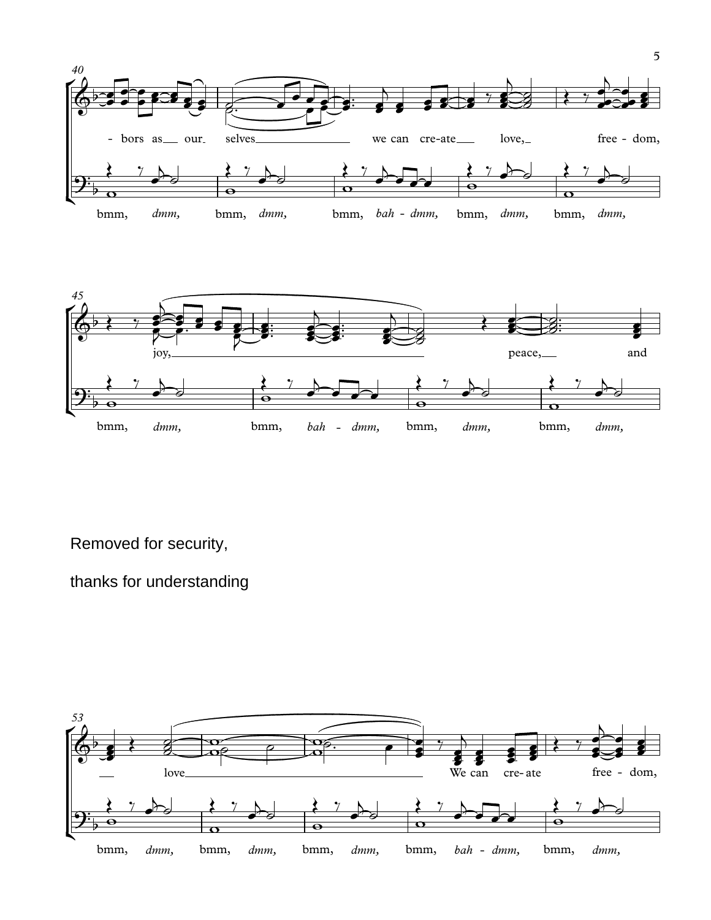Removed for security,

thanks for understanding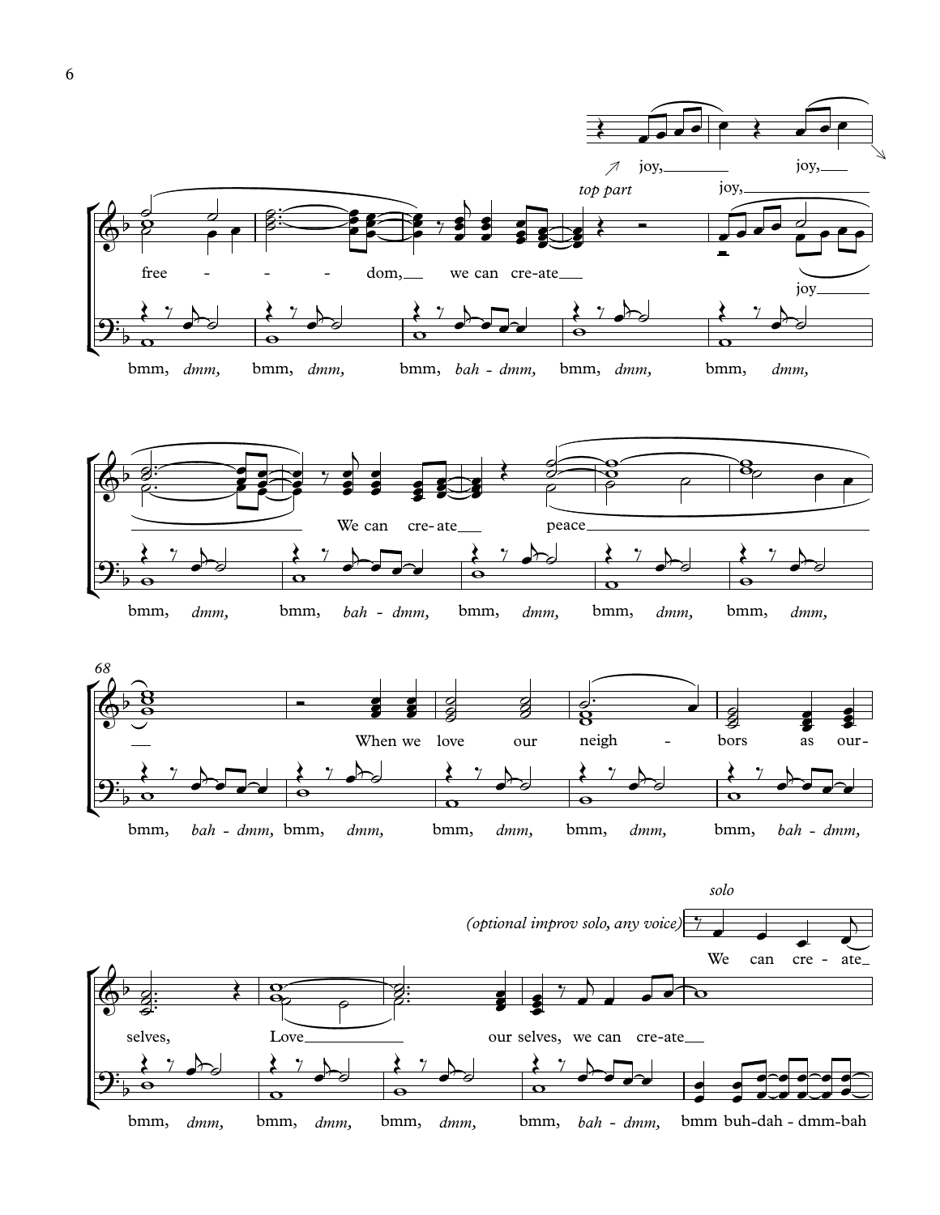*top part*

joy, joy,

joy,

free - - - dom, we can cre-ate

joy

bmm, *dmm,* bmm, *dmm,* bmm, *bah - dmm,* bmm, *dmm,* bmm, *dmm,*

We can cre-ate peace

bmm, *dmm,* bmm, *bah - dmm,* bmm, *dmm,* bmm, *dmm,* bmm, *dmm,*

*68*

When we love our neigh - bors as our-

bmm, *bah - dmm,* bmm, *dmm,* bmm, *dmm,* bmm, *dmm,* bmm, *bah - dmm,*

*(optional improv solo, any voice)* *solo*

We can cre - ate

selves, Love our selves, we can cre-ate

bmm, *dmm,* bmm, *dmm,* bmm, *dmm,* bmm, *bah - dmm,* bmm buh-dah - dmm-bah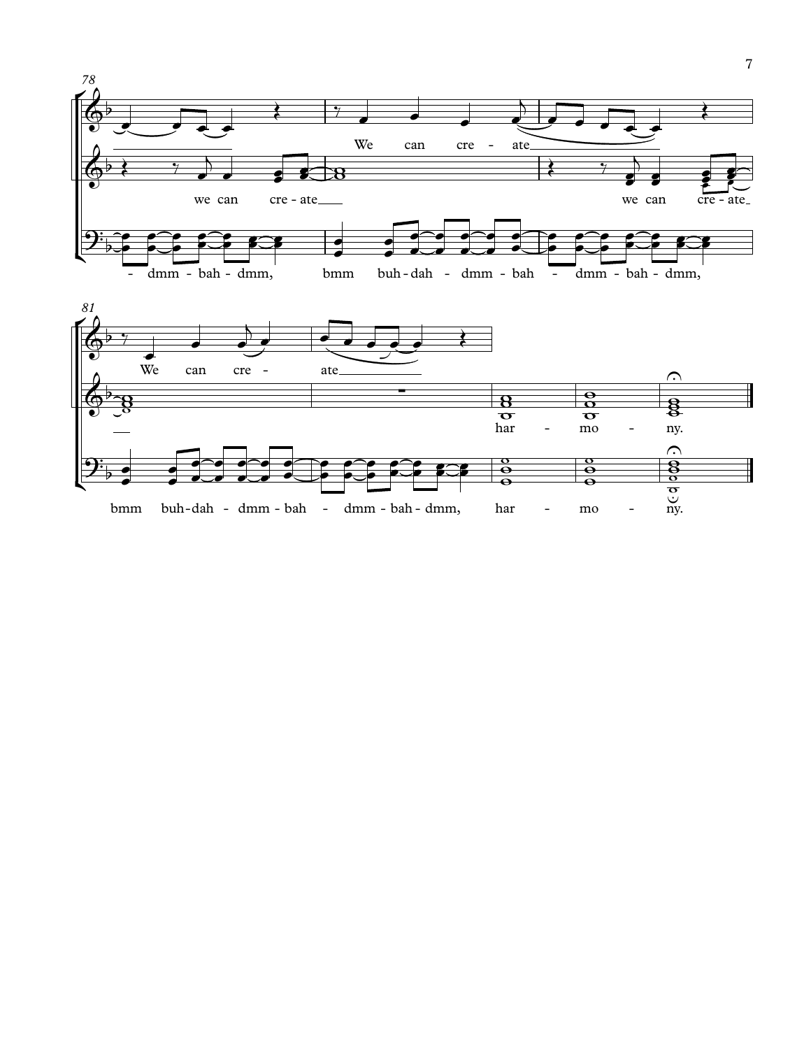78

we can cre - ate

We can cre - ate

we can cre - ate

- dmm - bah - dmm, bmm buh-dah - dmm - bah - dmm - bah - dmm,

81

We can cre - ate

har - mo - ny.

bmm buh-dah - dmm - bah - dmm - bah - dmm, har - mo - ny.